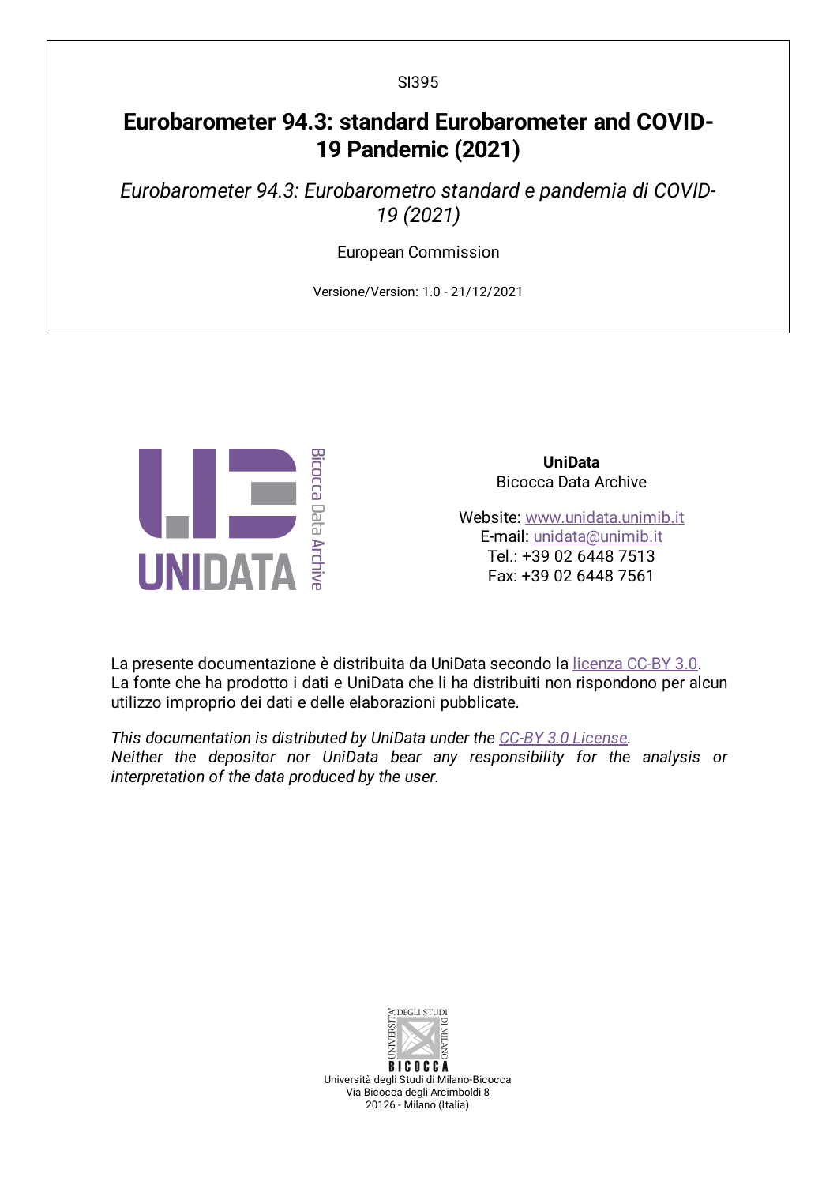SI395

# Eurobarometer 94.3: standard Eurobarometer and COVID-19 Pandemic (2021)

*Eurobarometer 94.3: Eurobarometro standard e pandemia di COVID-19 (2021)*

European Commission

Versione/Version: 1.0 - 21/12/2021

**UniData**
Bicocca Data Archive

Website: [www.unidata.unimib.it](http://www.unidata.unimib.it)
E-mail: [unidata@unimib.it](mailto:unidata@unimib.it)
Tel.: +39 02 6448 7513
Fax: +39 02 6448 7561

La presente documentazione è distribuita da UniData secondo la [licenza CC-BY 3.0](https://creativecommons.org/licenses/by/3.0/).
La fonte che ha prodotto i dati e UniData che li ha distribuiti non rispondono per alcun utilizzo improprio dei dati e delle elaborazioni pubblicate.

*This documentation is distributed by UniData under the [CC-BY 3.0 License](https://creativecommons.org/licenses/by/3.0/).*
*Neither the depositor nor UniData bear any responsibility for the analysis or interpretation of the data produced by the user.*

Università degli Studi di Milano-Bicocca
Via Bicocca degli Arcimboldi 8
20126 - Milano (Italia)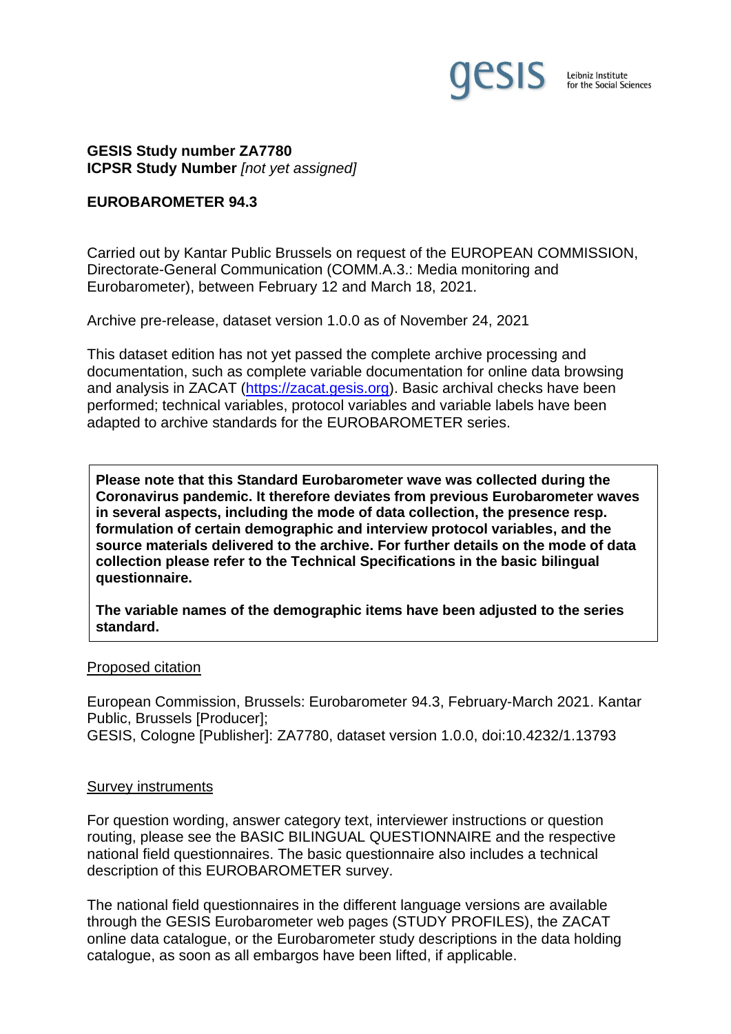**GESIS Study number ZA7780**
**ICPSR Study Number** *[not yet assigned]*

**EUROBAROMETER 94.3**

Carried out by Kantar Public Brussels on request of the EUROPEAN COMMISSION, Directorate-General Communication (COMM.A.3.: Media monitoring and Eurobarometer), between February 12 and March 18, 2021.

Archive pre-release, dataset version 1.0.0 as of November 24, 2021

This dataset edition has not yet passed the complete archive processing and documentation, such as complete variable documentation for online data browsing and analysis in ZACAT ([https://zacat.gesis.org](https://zacat.gesis.org)). Basic archival checks have been performed; technical variables, protocol variables and variable labels have been adapted to archive standards for the EUROBAROMETER series.

**Please note that this Standard Eurobarometer wave was collected during the Coronavirus pandemic. It therefore deviates from previous Eurobarometer waves in several aspects, including the mode of data collection, the presence resp. formulation of certain demographic and interview protocol variables, and the source materials delivered to the archive. For further details on the mode of data collection please refer to the Technical Specifications in the basic bilingual questionnaire.**

**The variable names of the demographic items have been adjusted to the series standard.**

Proposed citation

European Commission, Brussels: Eurobarometer 94.3, February-March 2021. Kantar Public, Brussels [Producer];
GESIS, Cologne [Publisher]: ZA7780, dataset version 1.0.0, doi:10.4232/1.13793

Survey instruments

For question wording, answer category text, interviewer instructions or question routing, please see the BASIC BILINGUAL QUESTIONNAIRE and the respective national field questionnaires. The basic questionnaire also includes a technical description of this EUROBAROMETER survey.

The national field questionnaires in the different language versions are available through the GESIS Eurobarometer web pages (STUDY PROFILES), the ZACAT online data catalogue, or the Eurobarometer study descriptions in the data holding catalogue, as soon as all embargos have been lifted, if applicable.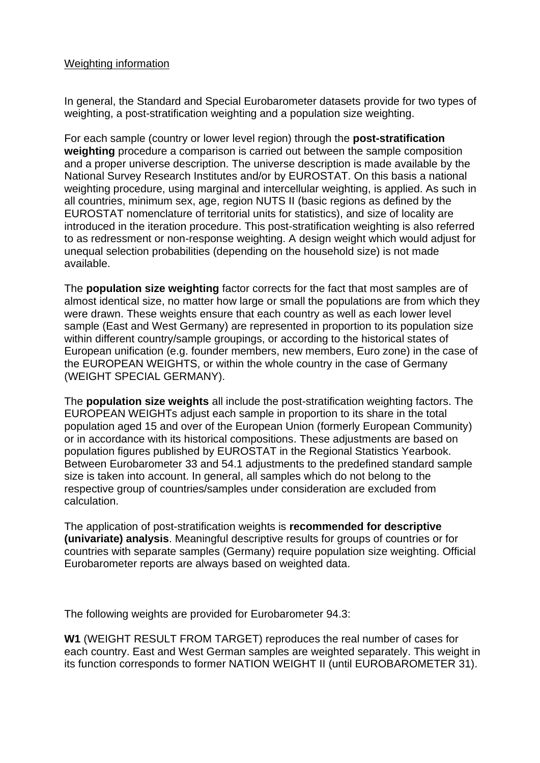Weighting information

In general, the Standard and Special Eurobarometer datasets provide for two types of weighting, a post-stratification weighting and a population size weighting.

For each sample (country or lower level region) through the **post-stratification weighting** procedure a comparison is carried out between the sample composition and a proper universe description. The universe description is made available by the National Survey Research Institutes and/or by EUROSTAT. On this basis a national weighting procedure, using marginal and intercellular weighting, is applied. As such in all countries, minimum sex, age, region NUTS II (basic regions as defined by the EUROSTAT nomenclature of territorial units for statistics), and size of locality are introduced in the iteration procedure. This post-stratification weighting is also referred to as redressment or non-response weighting. A design weight which would adjust for unequal selection probabilities (depending on the household size) is not made available.

The **population size weighting** factor corrects for the fact that most samples are of almost identical size, no matter how large or small the populations are from which they were drawn. These weights ensure that each country as well as each lower level sample (East and West Germany) are represented in proportion to its population size within different country/sample groupings, or according to the historical states of European unification (e.g. founder members, new members, Euro zone) in the case of the EUROPEAN WEIGHTS, or within the whole country in the case of Germany (WEIGHT SPECIAL GERMANY).

The **population size weights** all include the post-stratification weighting factors. The EUROPEAN WEIGHTs adjust each sample in proportion to its share in the total population aged 15 and over of the European Union (formerly European Community) or in accordance with its historical compositions. These adjustments are based on population figures published by EUROSTAT in the Regional Statistics Yearbook. Between Eurobarometer 33 and 54.1 adjustments to the predefined standard sample size is taken into account. In general, all samples which do not belong to the respective group of countries/samples under consideration are excluded from calculation.

The application of post-stratification weights is **recommended for descriptive (univariate) analysis**. Meaningful descriptive results for groups of countries or for countries with separate samples (Germany) require population size weighting. Official Eurobarometer reports are always based on weighted data.

The following weights are provided for Eurobarometer 94.3:

**W1** (WEIGHT RESULT FROM TARGET) reproduces the real number of cases for each country. East and West German samples are weighted separately. This weight in its function corresponds to former NATION WEIGHT II (until EUROBAROMETER 31).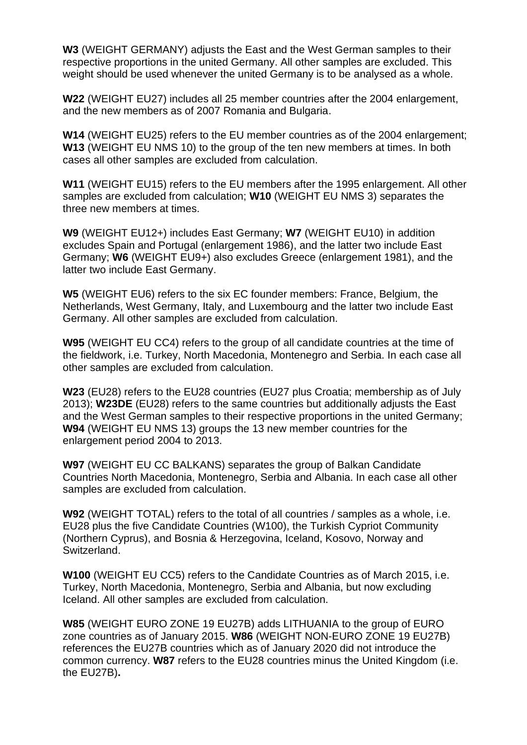**W3** (WEIGHT GERMANY) adjusts the East and the West German samples to their respective proportions in the united Germany. All other samples are excluded. This weight should be used whenever the united Germany is to be analysed as a whole.

**W22** (WEIGHT EU27) includes all 25 member countries after the 2004 enlargement, and the new members as of 2007 Romania and Bulgaria.

**W14** (WEIGHT EU25) refers to the EU member countries as of the 2004 enlargement; **W13** (WEIGHT EU NMS 10) to the group of the ten new members at times. In both cases all other samples are excluded from calculation.

**W11** (WEIGHT EU15) refers to the EU members after the 1995 enlargement. All other samples are excluded from calculation; **W10** (WEIGHT EU NMS 3) separates the three new members at times.

**W9** (WEIGHT EU12+) includes East Germany; **W7** (WEIGHT EU10) in addition excludes Spain and Portugal (enlargement 1986), and the latter two include East Germany; **W6** (WEIGHT EU9+) also excludes Greece (enlargement 1981), and the latter two include East Germany.

**W5** (WEIGHT EU6) refers to the six EC founder members: France, Belgium, the Netherlands, West Germany, Italy, and Luxembourg and the latter two include East Germany. All other samples are excluded from calculation.

**W95** (WEIGHT EU CC4) refers to the group of all candidate countries at the time of the fieldwork, i.e. Turkey, North Macedonia, Montenegro and Serbia. In each case all other samples are excluded from calculation.

**W23** (EU28) refers to the EU28 countries (EU27 plus Croatia; membership as of July 2013); **W23DE** (EU28) refers to the same countries but additionally adjusts the East and the West German samples to their respective proportions in the united Germany; **W94** (WEIGHT EU NMS 13) groups the 13 new member countries for the enlargement period 2004 to 2013.

**W97** (WEIGHT EU CC BALKANS) separates the group of Balkan Candidate Countries North Macedonia, Montenegro, Serbia and Albania. In each case all other samples are excluded from calculation.

**W92** (WEIGHT TOTAL) refers to the total of all countries / samples as a whole, i.e. EU28 plus the five Candidate Countries (W100), the Turkish Cypriot Community (Northern Cyprus), and Bosnia & Herzegovina, Iceland, Kosovo, Norway and Switzerland.

**W100** (WEIGHT EU CC5) refers to the Candidate Countries as of March 2015, i.e. Turkey, North Macedonia, Montenegro, Serbia and Albania, but now excluding Iceland. All other samples are excluded from calculation.

**W85** (WEIGHT EURO ZONE 19 EU27B) adds LITHUANIA to the group of EURO zone countries as of January 2015. **W86** (WEIGHT NON-EURO ZONE 19 EU27B) references the EU27B countries which as of January 2020 did not introduce the common currency. **W87** refers to the EU28 countries minus the United Kingdom (i.e. the EU27B)**.**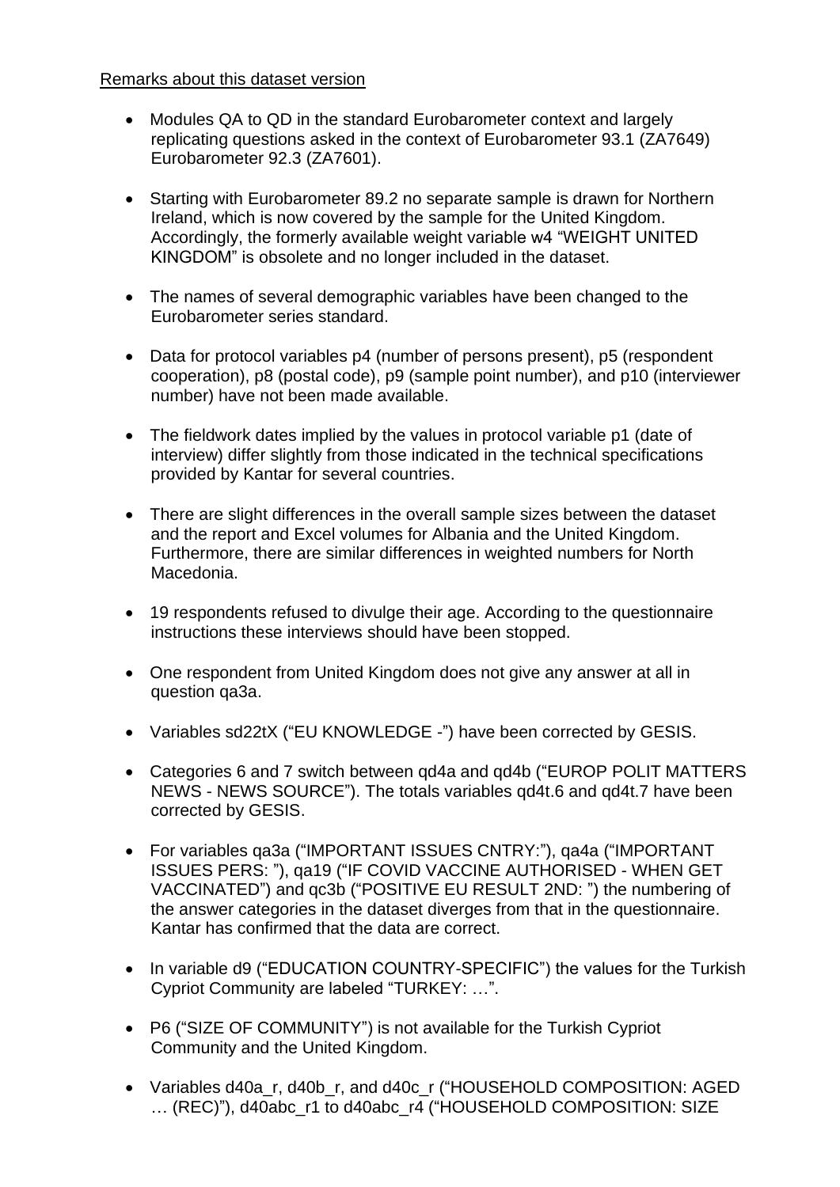Remarks about this dataset version

- Modules QA to QD in the standard Eurobarometer context and largely replicating questions asked in the context of Eurobarometer 93.1 (ZA7649) Eurobarometer 92.3 (ZA7601).

- Starting with Eurobarometer 89.2 no separate sample is drawn for Northern Ireland, which is now covered by the sample for the United Kingdom. Accordingly, the formerly available weight variable w4 "WEIGHT UNITED KINGDOM" is obsolete and no longer included in the dataset.

- The names of several demographic variables have been changed to the Eurobarometer series standard.

- Data for protocol variables p4 (number of persons present), p5 (respondent cooperation), p8 (postal code), p9 (sample point number), and p10 (interviewer number) have not been made available.

- The fieldwork dates implied by the values in protocol variable p1 (date of interview) differ slightly from those indicated in the technical specifications provided by Kantar for several countries.

- There are slight differences in the overall sample sizes between the dataset and the report and Excel volumes for Albania and the United Kingdom. Furthermore, there are similar differences in weighted numbers for North Macedonia.

- 19 respondents refused to divulge their age. According to the questionnaire instructions these interviews should have been stopped.

- One respondent from United Kingdom does not give any answer at all in question qa3a.

- Variables sd22tX ("EU KNOWLEDGE -") have been corrected by GESIS.

- Categories 6 and 7 switch between qd4a and qd4b ("EUROP POLIT MATTERS NEWS - NEWS SOURCE"). The totals variables qd4t.6 and qd4t.7 have been corrected by GESIS.

- For variables qa3a ("IMPORTANT ISSUES CNTRY:"), qa4a ("IMPORTANT ISSUES PERS: "), qa19 ("IF COVID VACCINE AUTHORISED - WHEN GET VACCINATED") and qc3b ("POSITIVE EU RESULT 2ND: ") the numbering of the answer categories in the dataset diverges from that in the questionnaire. Kantar has confirmed that the data are correct.

- In variable d9 ("EDUCATION COUNTRY-SPECIFIC") the values for the Turkish Cypriot Community are labeled "TURKEY: …".

- P6 ("SIZE OF COMMUNITY") is not available for the Turkish Cypriot Community and the United Kingdom.

- Variables d40a_r, d40b_r, and d40c_r ("HOUSEHOLD COMPOSITION: AGED … (REC)"), d40abc_r1 to d40abc_r4 ("HOUSEHOLD COMPOSITION: SIZE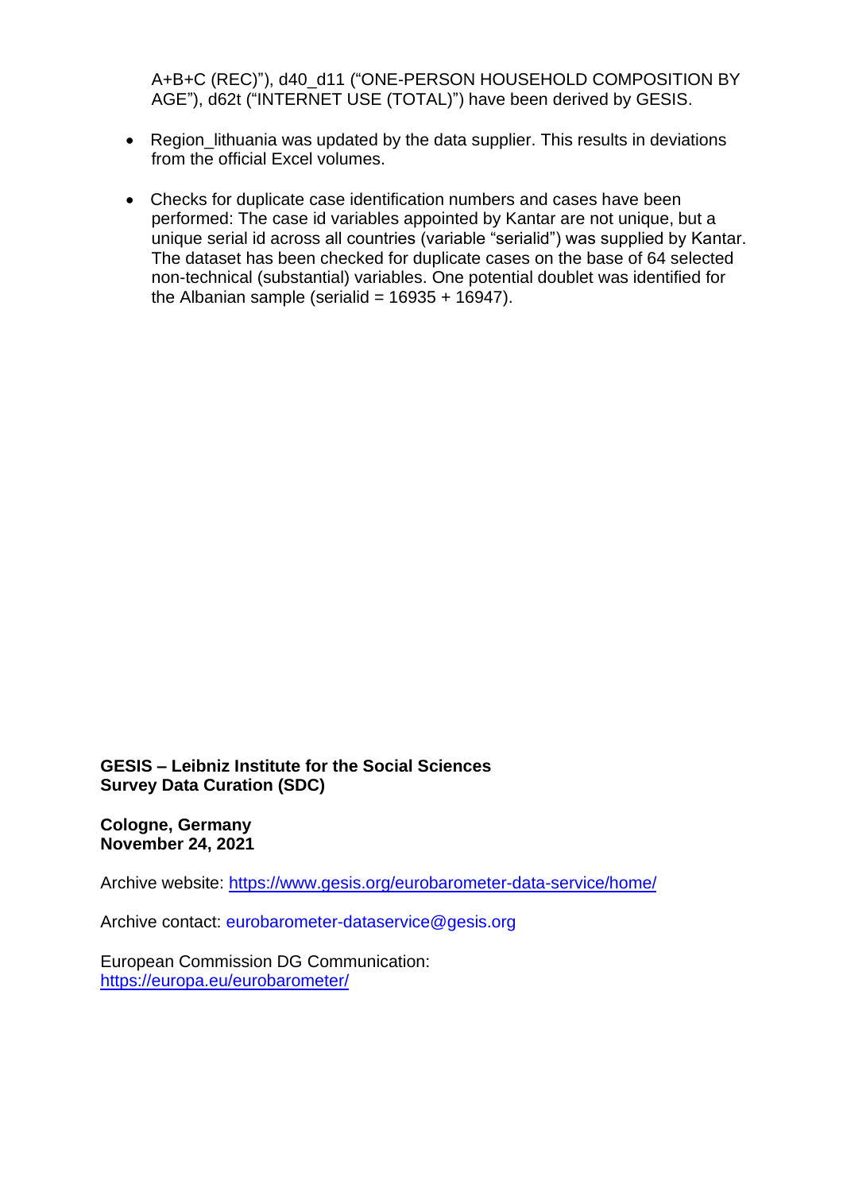A+B+C (REC)"), d40_d11 ("ONE-PERSON HOUSEHOLD COMPOSITION BY AGE"), d62t ("INTERNET USE (TOTAL)") have been derived by GESIS.

- Region_lithuania was updated by the data supplier. This results in deviations from the official Excel volumes.
- Checks for duplicate case identification numbers and cases have been performed: The case id variables appointed by Kantar are not unique, but a unique serial id across all countries (variable "serialid") was supplied by Kantar. The dataset has been checked for duplicate cases on the base of 64 selected non-technical (substantial) variables. One potential doublet was identified for the Albanian sample (serialid = 16935 + 16947).

**GESIS – Leibniz Institute for the Social Sciences**
**Survey Data Curation (SDC)**

**Cologne, Germany**
**November 24, 2021**

Archive website: https://www.gesis.org/eurobarometer-data-service/home/

Archive contact: eurobarometer-dataservice@gesis.org

European Commission DG Communication:
https://europa.eu/eurobarometer/